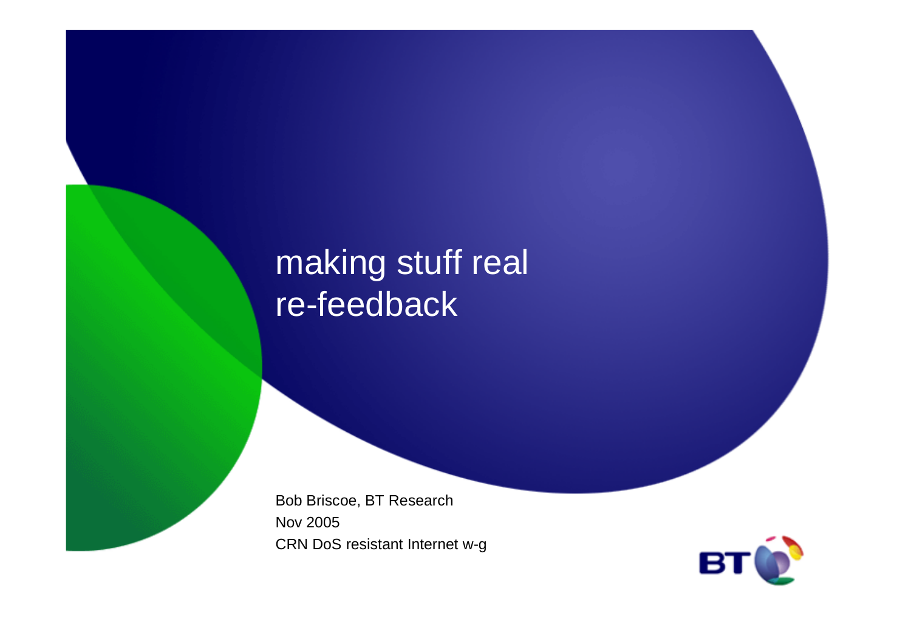# making stuff real re-feedback

Bob Briscoe, BT Research

Nov 2005

CRN DoS resistant Internet w-g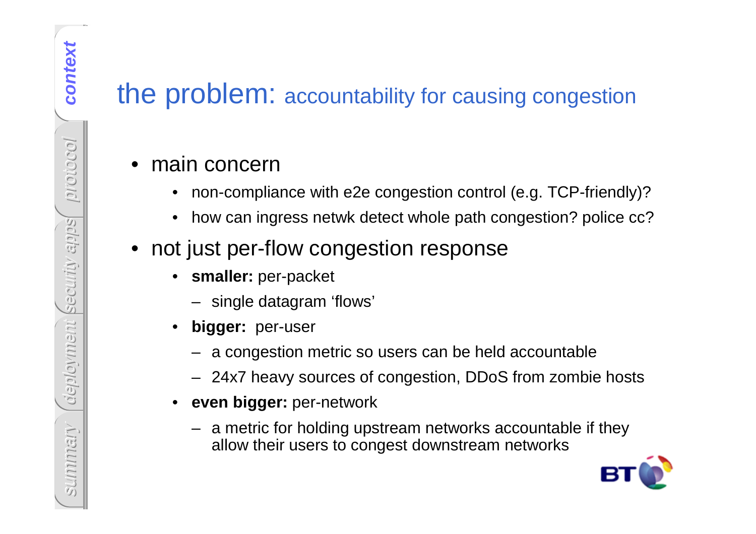# the problem: accountability for causing congestion

- main concern
  - non-compliance with e2e congestion control (e.g. TCP-friendly)?
  - how can ingress netwk detect whole path congestion? police cc?
- not just per-flow congestion response
  - **smaller:** per-packet
    - single datagram ‘flows’
  - **bigger:** per-user
    - a congestion metric so users can be held accountable
    - 24x7 heavy sources of congestion, DDoS from zombie hosts
  - **even bigger:** per-network
    - a metric for holding upstream networks accountable if they allow their users to congest downstream networks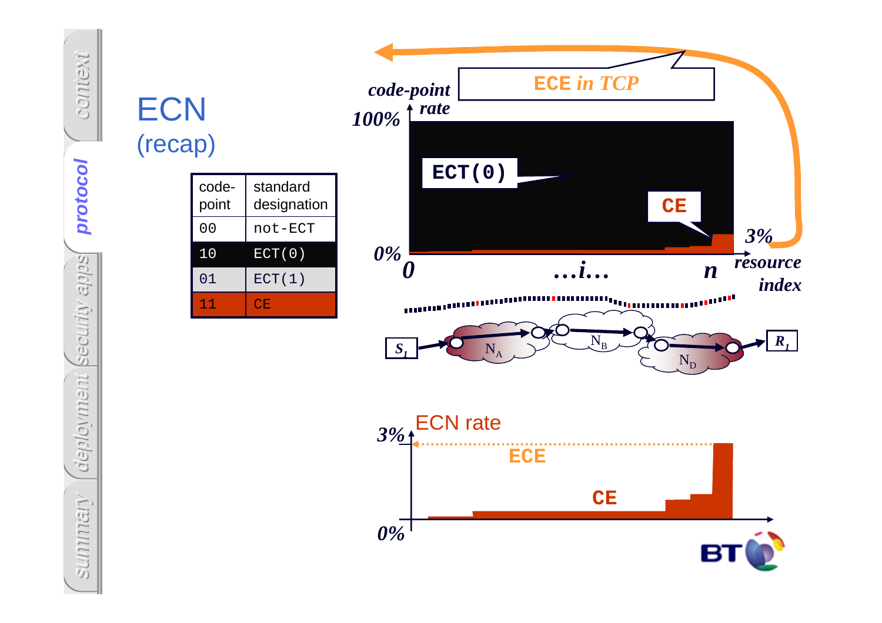# ECN
## (recap)

| code-point | standard designation |
|---|---|
| 00 | not-ECT |
| 10 | ECT(0) |
| 01 | ECT(1) |
| 11 | CE |

ECE *in TCP*

*code-point rate*

100%

ECT(0)

CE

3%

0%

0 …i… n *resource index*

$S_1$ $N_A$ $N_B$ $N_D$ $R_1$

ECN rate

3%

ECE

CE

0%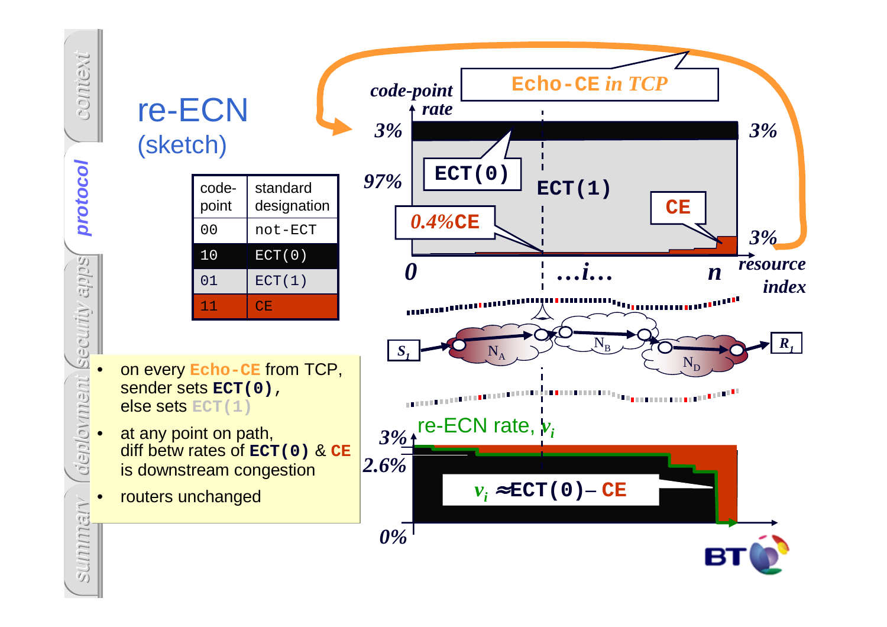# re-ECN

## (sketch)

| code-point | standard designation |
|---|---|
| 00 | not-ECT |
| 10 | ECT(0) |
| 01 | ECT(1) |
| 11 | CE |

- on every **Echo-CE** from TCP, sender sets **ECT(0)**, else sets ECT(1)
- at any point on path, diff betw rates of **ECT(0)** & **CE** is downstream congestion
- routers unchanged

Echo-CE *in TCP*

*code-point rate*

3% 97% 0.4%CE 3% 3%

ECT(0) ECT(1) CE

0 ...i... n *resource index*

$S_1$ $N_A$ $N_B$ $N_D$ $R_1$

re-ECN rate, $v_i$

3% 2.6% 0%

$v_i \approx$ ECT(0) – CE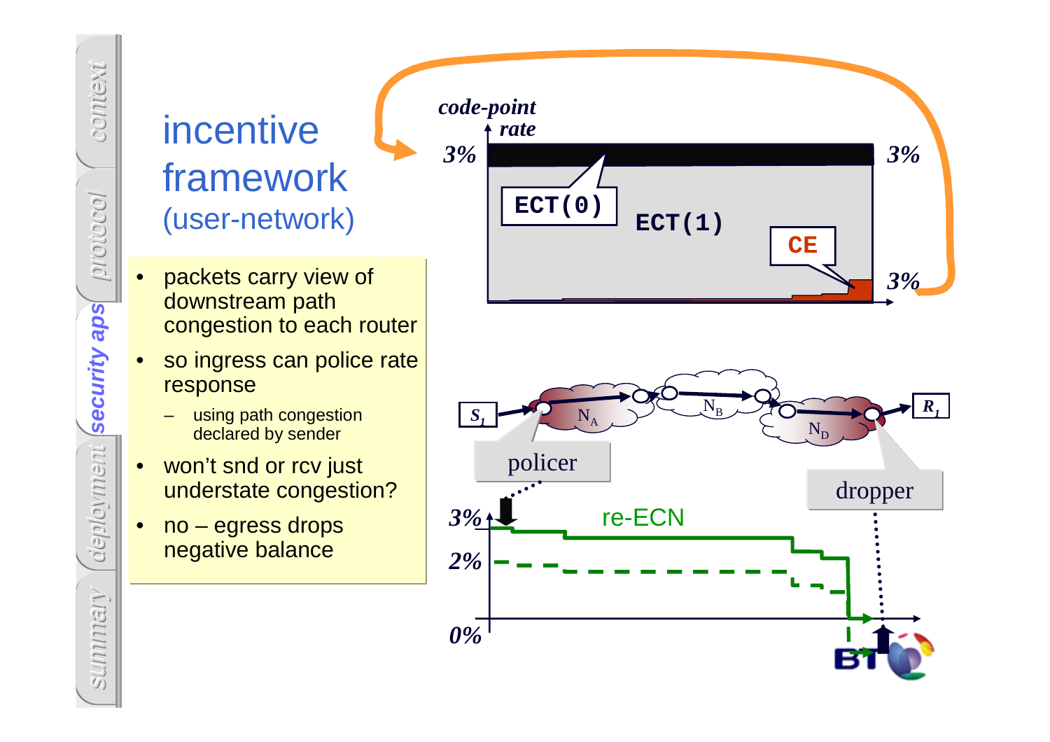# incentive framework

## (user-network)

- packets carry view of downstream path congestion to each router
- so ingress can police rate response
  - using path congestion declared by sender
- won't snd or rcv just understate congestion?
- no – egress drops negative balance

code-point rate

3% | 3% | 3%

ECT(0)

ECT(1)

CE

$S_1$ → $N_A$ → $N_B$ → $N_D$ → $R_1$

policer

dropper

3%

2%

0%

re-ECN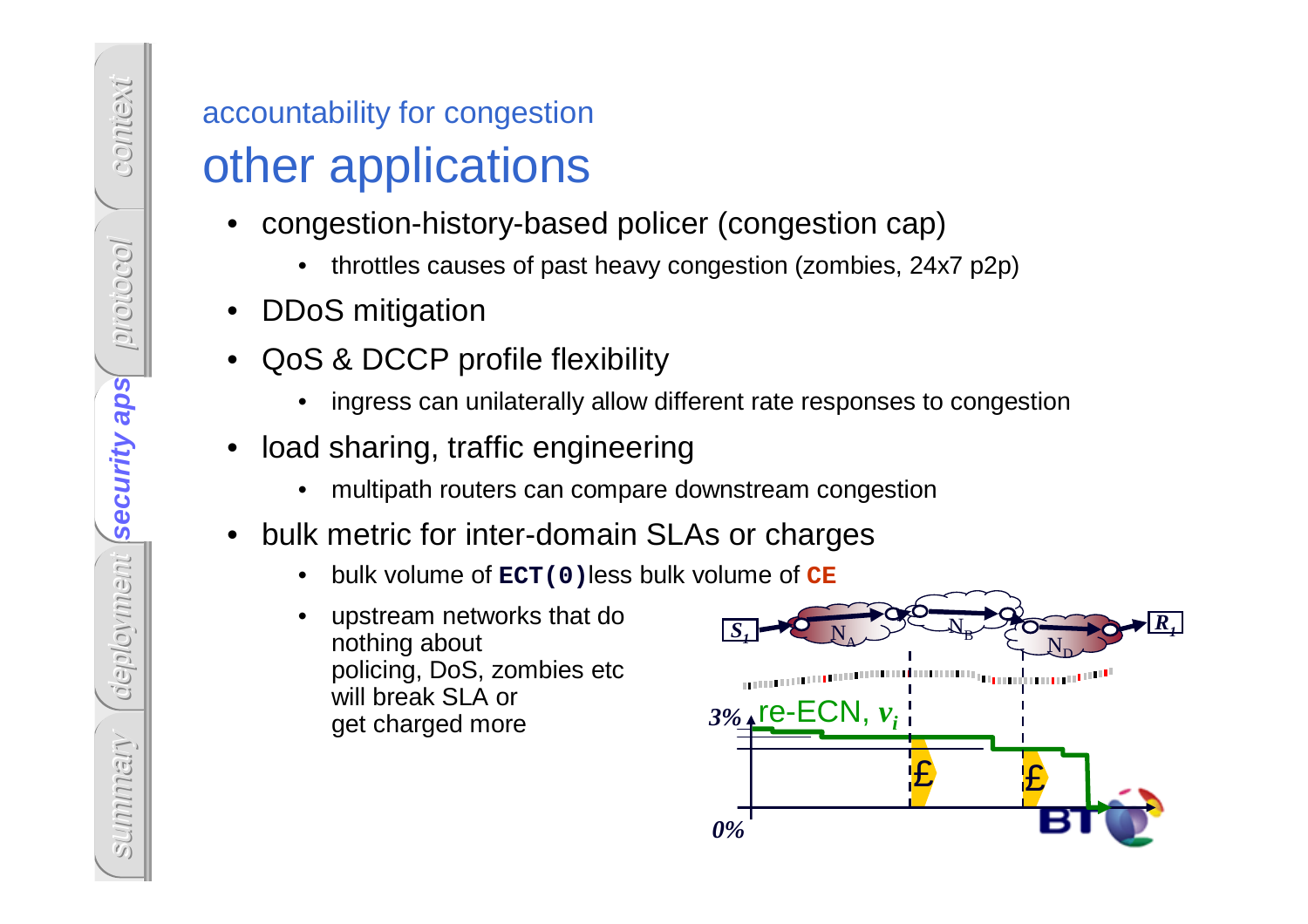accountability for congestion

# other applications

- congestion-history-based policer (congestion cap)
  - throttles causes of past heavy congestion (zombies, 24x7 p2p)
- DDoS mitigation
- QoS & DCCP profile flexibility
  - ingress can unilaterally allow different rate responses to congestion
- load sharing, traffic engineering
  - multipath routers can compare downstream congestion
- bulk metric for inter-domain SLAs or charges
  - bulk volume of **`ECT(0)`** less bulk volume of **`CE`**
  - upstream networks that do nothing about policing, DoS, zombies etc will break SLA or get charged more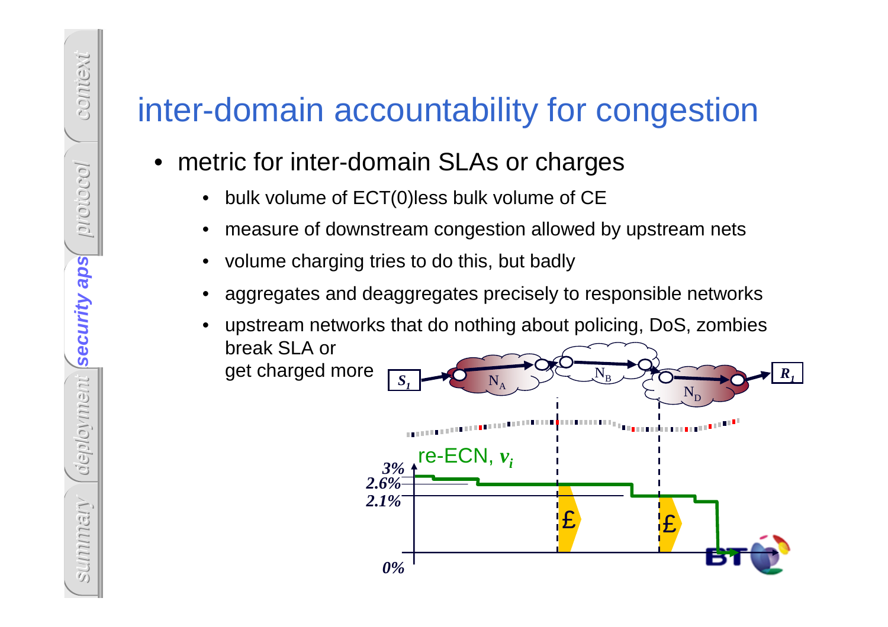# inter-domain accountability for congestion

- metric for inter-domain SLAs or charges
  - bulk volume of ECT(0)less bulk volume of CE
  - measure of downstream congestion allowed by upstream nets
  - volume charging tries to do this, but badly
  - aggregates and deaggregates precisely to responsible networks
  - upstream networks that do nothing about policing, DoS, zombies break SLA or get charged more

$S_1$ → $N_A$ → $N_B$ → $N_D$ → $R_1$

re-ECN, $v_i$

3%

2.6%

2.1%

0%

£

£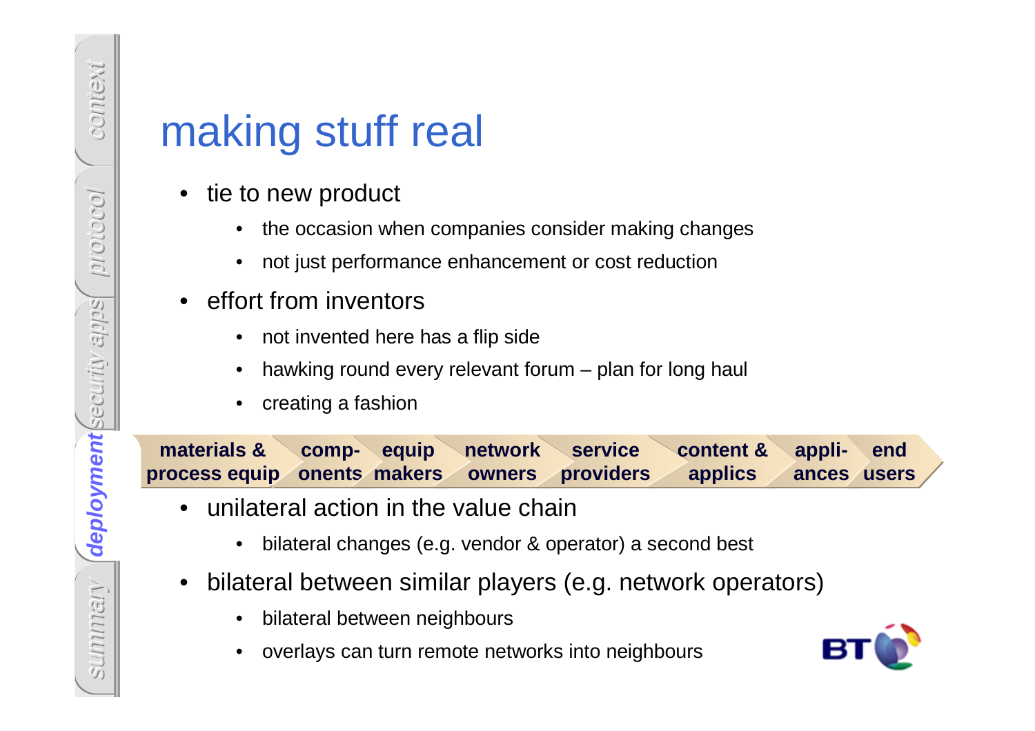# making stuff real

- tie to new product
  - the occasion when companies consider making changes
  - not just performance enhancement or cost reduction
- effort from inventors
  - not invented here has a flip side
  - hawking round every relevant forum – plan for long haul
  - creating a fashion

**materials & process equip** → **comp-onents** → **equip makers** → **network owners** → **service providers** → **content & applics** → **appli-ances** → **end users**

- unilateral action in the value chain
  - bilateral changes (e.g. vendor & operator) a second best
- bilateral between similar players (e.g. network operators)
  - bilateral between neighbours
  - overlays can turn remote networks into neighbours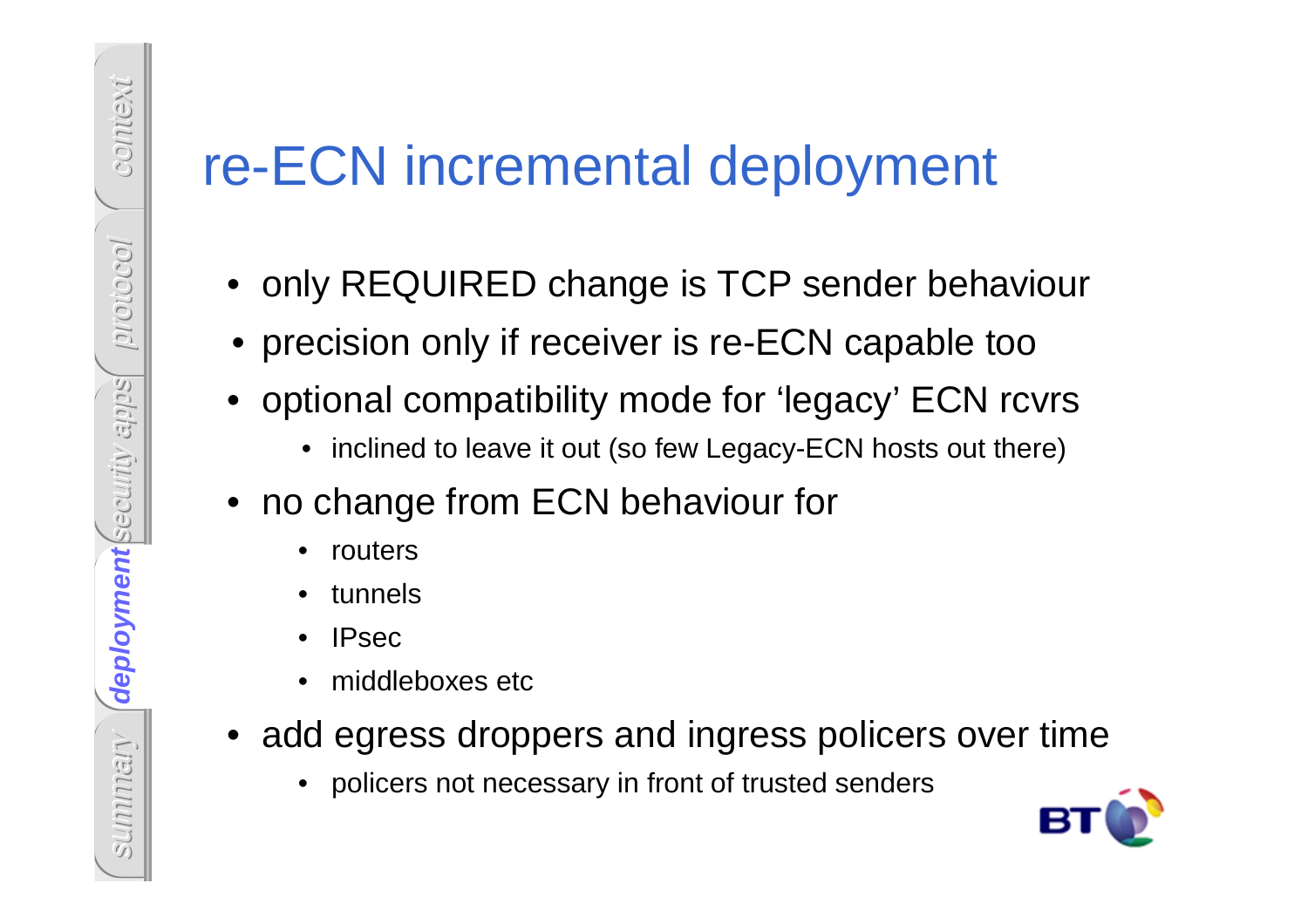# re-ECN incremental deployment

- only REQUIRED change is TCP sender behaviour
- precision only if receiver is re-ECN capable too
- optional compatibility mode for 'legacy' ECN rcvrs
  - inclined to leave it out (so few Legacy-ECN hosts out there)
- no change from ECN behaviour for
  - routers
  - tunnels
  - IPsec
  - middleboxes etc
- add egress droppers and ingress policers over time
  - policers not necessary in front of trusted senders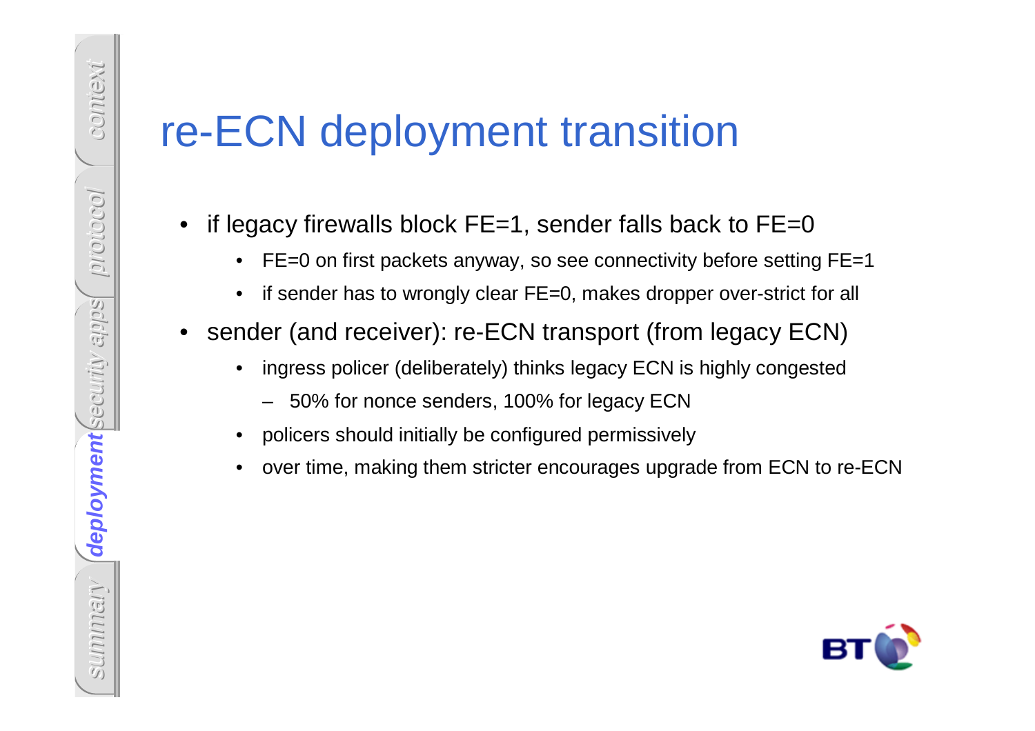# re-ECN deployment transition

- if legacy firewalls block FE=1, sender falls back to FE=0
  - FE=0 on first packets anyway, so see connectivity before setting FE=1
  - if sender has to wrongly clear FE=0, makes dropper over-strict for all
- sender (and receiver): re-ECN transport (from legacy ECN)
  - ingress policer (deliberately) thinks legacy ECN is highly congested
    - 50% for nonce senders, 100% for legacy ECN
  - policers should initially be configured permissively
  - over time, making them stricter encourages upgrade from ECN to re-ECN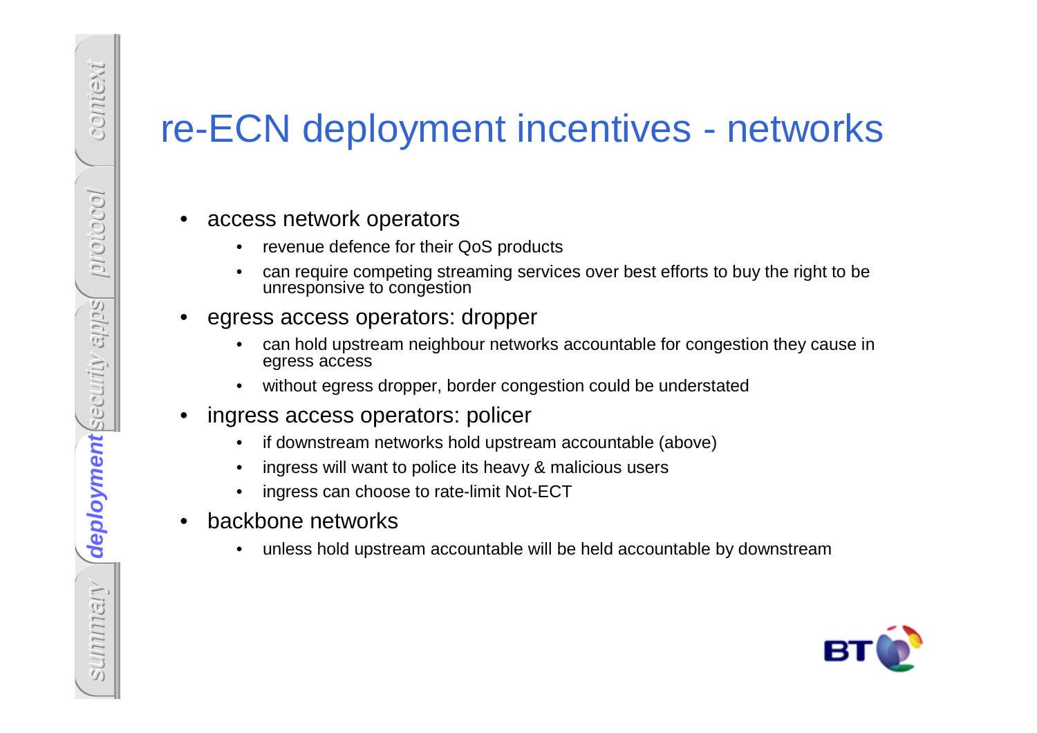# re-ECN deployment incentives - networks

- access network operators
  - revenue defence for their QoS products
  - can require competing streaming services over best efforts to buy the right to be unresponsive to congestion
- egress access operators: dropper
  - can hold upstream neighbour networks accountable for congestion they cause in egress access
  - without egress dropper, border congestion could be understated
- ingress access operators: policer
  - if downstream networks hold upstream accountable (above)
  - ingress will want to police its heavy & malicious users
  - ingress can choose to rate-limit Not-ECT
- backbone networks
  - unless hold upstream accountable will be held accountable by downstream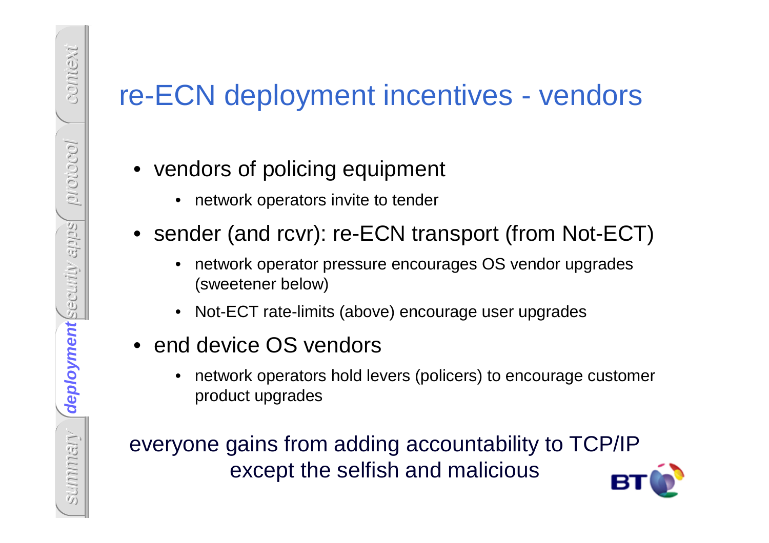# re-ECN deployment incentives - vendors

- vendors of policing equipment
  - network operators invite to tender
- sender (and rcvr): re-ECN transport (from Not-ECT)
  - network operator pressure encourages OS vendor upgrades (sweetener below)
  - Not-ECT rate-limits (above) encourage user upgrades
- end device OS vendors
  - network operators hold levers (policers) to encourage customer product upgrades

everyone gains from adding accountability to TCP/IP except the selfish and malicious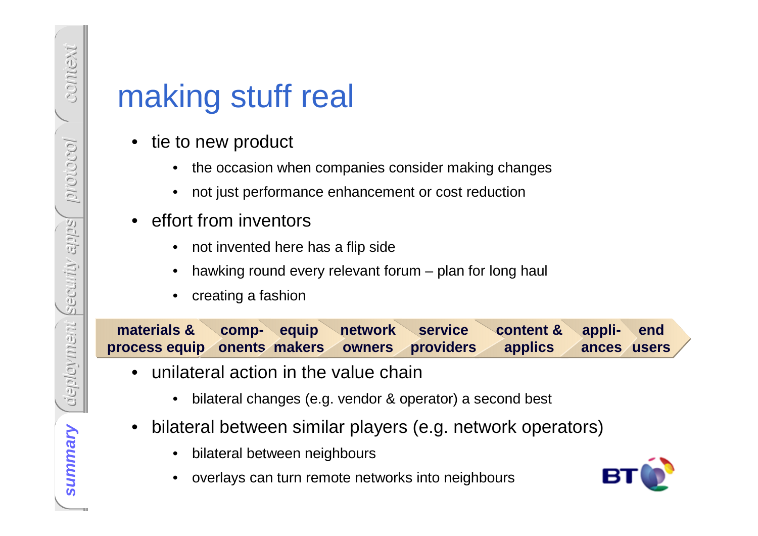# making stuff real

- tie to new product
  - the occasion when companies consider making changes
  - not just performance enhancement or cost reduction
- effort from inventors
  - not invented here has a flip side
  - hawking round every relevant forum – plan for long haul
  - creating a fashion

**materials & process equip** → **comp-onents** → **equip makers** → **network owners** → **service providers** → **content & applics** → **appli-ances** → **end users**

- unilateral action in the value chain
  - bilateral changes (e.g. vendor & operator) a second best
- bilateral between similar players (e.g. network operators)
  - bilateral between neighbours
  - overlays can turn remote networks into neighbours